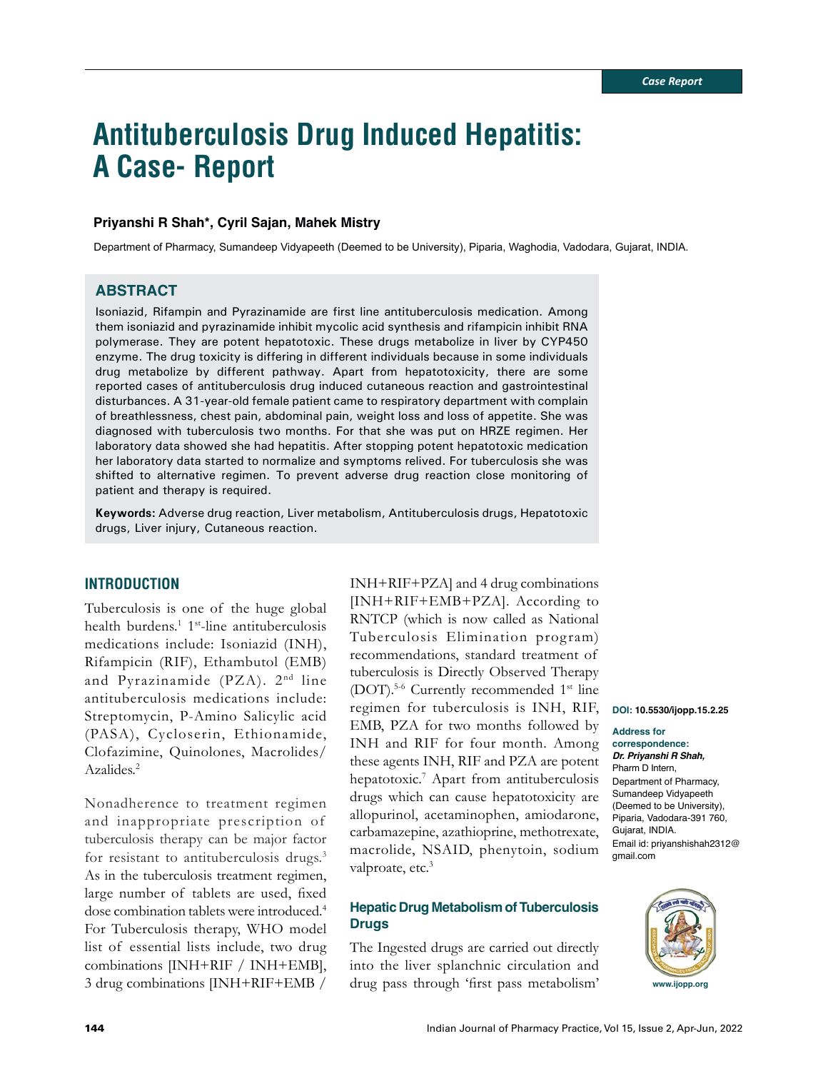Case Report

# Antituberculosis Drug Induced Hepatitis: A Case- Report

**Priyanshi R Shah\*, Cyril Sajan, Mahek Mistry**

Department of Pharmacy, Sumandeep Vidyapeeth (Deemed to be University), Piparia, Waghodia, Vadodara, Gujarat, INDIA.

## ABSTRACT

Isoniazid, Rifampin and Pyrazinamide are first line antituberculosis medication. Among them isoniazid and pyrazinamide inhibit mycolic acid synthesis and rifampicin inhibit RNA polymerase. They are potent hepatotoxic. These drugs metabolize in liver by CYP450 enzyme. The drug toxicity is differing in different individuals because in some individuals drug metabolize by different pathway. Apart from hepatotoxicity, there are some reported cases of antituberculosis drug induced cutaneous reaction and gastrointestinal disturbances. A 31-year-old female patient came to respiratory department with complain of breathlessness, chest pain, abdominal pain, weight loss and loss of appetite. She was diagnosed with tuberculosis two months. For that she was put on HRZE regimen. Her laboratory data showed she had hepatitis. After stopping potent hepatotoxic medication her laboratory data started to normalize and symptoms relived. For tuberculosis she was shifted to alternative regimen. To prevent adverse drug reaction close monitoring of patient and therapy is required.

**Keywords:** Adverse drug reaction, Liver metabolism, Antituberculosis drugs, Hepatotoxic drugs, Liver injury, Cutaneous reaction.

**DOI:** 10.5530/ijopp.15.2.25

**Address for correspondence:**
***Dr. Priyanshi R Shah,***
Pharm D Intern,
Department of Pharmacy,
Sumandeep Vidyapeeth (Deemed to be University),
Piparia, Vadodara-391 760,
Gujarat, INDIA.
Email id: priyanshishah2312@gmail.com

www.ijopp.org

## INTRODUCTION

Tuberculosis is one of the huge global health burdens.[1] 1st-line antituberculosis medications include: Isoniazid (INH), Rifampicin (RIF), Ethambutol (EMB) and Pyrazinamide (PZA). 2nd line antituberculosis medications include: Streptomycin, P-Amino Salicylic acid (PASA), Cycloserin, Ethionamide, Clofazimine, Quinolones, Macrolides/Azalides.[2]

Nonadherence to treatment regimen and inappropriate prescription of tuberculosis therapy can be major factor for resistant to antituberculosis drugs.[3] As in the tuberculosis treatment regimen, large number of tablets are used, fixed dose combination tablets were introduced.[4] For Tuberculosis therapy, WHO model list of essential lists include, two drug combinations [INH+RIF / INH+EMB], 3 drug combinations [INH+RIF+EMB / INH+RIF+PZA] and 4 drug combinations [INH+RIF+EMB+PZA]. According to RNTCP (which is now called as National Tuberculosis Elimination program) recommendations, standard treatment of tuberculosis is Directly Observed Therapy (DOT).[5-6] Currently recommended 1st line regimen for tuberculosis is INH, RIF, EMB, PZA for two months followed by INH and RIF for four month. Among these agents INH, RIF and PZA are potent hepatotoxic.[7] Apart from antituberculosis drugs which can cause hepatotoxicity are allopurinol, acetaminophen, amiodarone, carbamazepine, azathioprine, methotrexate, macrolide, NSAID, phenytoin, sodium valproate, etc.[3]

### Hepatic Drug Metabolism of Tuberculosis Drugs

The Ingested drugs are carried out directly into the liver splanchnic circulation and drug pass through 'first pass metabolism'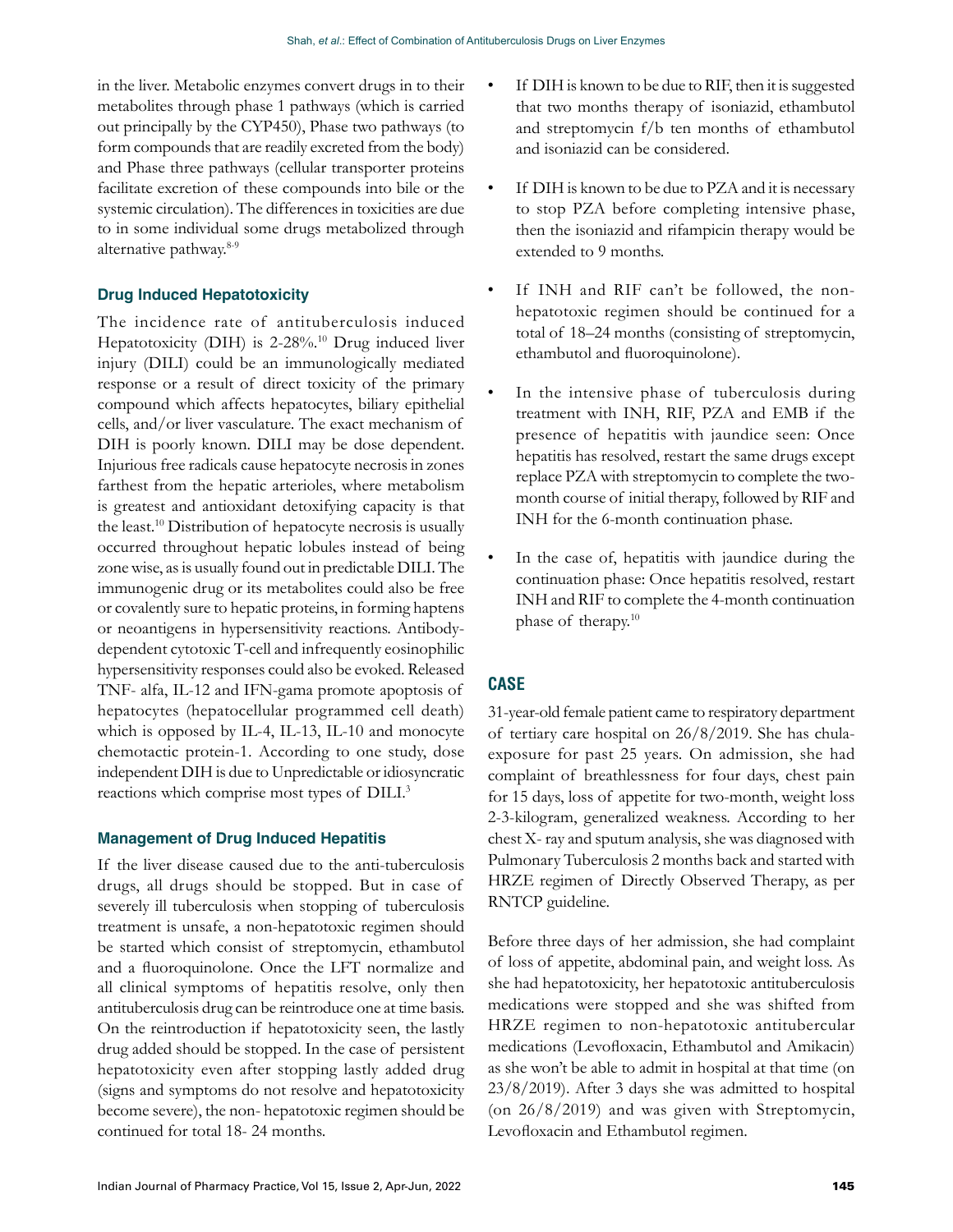in the liver. Metabolic enzymes convert drugs in to their metabolites through phase 1 pathways (which is carried out principally by the CYP450), Phase two pathways (to form compounds that are readily excreted from the body) and Phase three pathways (cellular transporter proteins facilitate excretion of these compounds into bile or the systemic circulation). The differences in toxicities are due to in some individual some drugs metabolized through alternative pathway.[8-9]

### Drug Induced Hepatotoxicity

The incidence rate of antituberculosis induced Hepatotoxicity (DIH) is 2-28%.[10] Drug induced liver injury (DILI) could be an immunologically mediated response or a result of direct toxicity of the primary compound which affects hepatocytes, biliary epithelial cells, and/or liver vasculature. The exact mechanism of DIH is poorly known. DILI may be dose dependent. Injurious free radicals cause hepatocyte necrosis in zones farthest from the hepatic arterioles, where metabolism is greatest and antioxidant detoxifying capacity is that the least.[10] Distribution of hepatocyte necrosis is usually occurred throughout hepatic lobules instead of being zone wise, as is usually found out in predictable DILI. The immunogenic drug or its metabolites could also be free or covalently sure to hepatic proteins, in forming haptens or neoantigens in hypersensitivity reactions. Antibody-dependent cytotoxic T-cell and infrequently eosinophilic hypersensitivity responses could also be evoked. Released TNF- alfa, IL-12 and IFN-gama promote apoptosis of hepatocytes (hepatocellular programmed cell death) which is opposed by IL-4, IL-13, IL-10 and monocyte chemotactic protein-1. According to one study, dose independent DIH is due to Unpredictable or idiosyncratic reactions which comprise most types of DILI.[3]

### Management of Drug Induced Hepatitis

If the liver disease caused due to the anti-tuberculosis drugs, all drugs should be stopped. But in case of severely ill tuberculosis when stopping of tuberculosis treatment is unsafe, a non-hepatotoxic regimen should be started which consist of streptomycin, ethambutol and a fluoroquinolone. Once the LFT normalize and all clinical symptoms of hepatitis resolve, only then antituberculosis drug can be reintroduce one at time basis. On the reintroduction if hepatotoxicity seen, the lastly drug added should be stopped. In the case of persistent hepatotoxicity even after stopping lastly added drug (signs and symptoms do not resolve and hepatotoxicity become severe), the non- hepatotoxic regimen should be continued for total 18- 24 months.

- If DIH is known to be due to RIF, then it is suggested that two months therapy of isoniazid, ethambutol and streptomycin f/b ten months of ethambutol and isoniazid can be considered.
- If DIH is known to be due to PZA and it is necessary to stop PZA before completing intensive phase, then the isoniazid and rifampicin therapy would be extended to 9 months.
- If INH and RIF can't be followed, the non-hepatotoxic regimen should be continued for a total of 18–24 months (consisting of streptomycin, ethambutol and fluoroquinolone).
- In the intensive phase of tuberculosis during treatment with INH, RIF, PZA and EMB if the presence of hepatitis with jaundice seen: Once hepatitis has resolved, restart the same drugs except replace PZA with streptomycin to complete the two-month course of initial therapy, followed by RIF and INH for the 6-month continuation phase.
- In the case of, hepatitis with jaundice during the continuation phase: Once hepatitis resolved, restart INH and RIF to complete the 4-month continuation phase of therapy.[10]

## CASE

31-year-old female patient came to respiratory department of tertiary care hospital on 26/8/2019. She has chula-exposure for past 25 years. On admission, she had complaint of breathlessness for four days, chest pain for 15 days, loss of appetite for two-month, weight loss 2-3-kilogram, generalized weakness. According to her chest X- ray and sputum analysis, she was diagnosed with Pulmonary Tuberculosis 2 months back and started with HRZE regimen of Directly Observed Therapy, as per RNTCP guideline.

Before three days of her admission, she had complaint of loss of appetite, abdominal pain, and weight loss. As she had hepatotoxicity, her hepatotoxic antituberculosis medications were stopped and she was shifted from HRZE regimen to non-hepatotoxic antitubercular medications (Levofloxacin, Ethambutol and Amikacin) as she won't be able to admit in hospital at that time (on 23/8/2019). After 3 days she was admitted to hospital (on 26/8/2019) and was given with Streptomycin, Levofloxacin and Ethambutol regimen.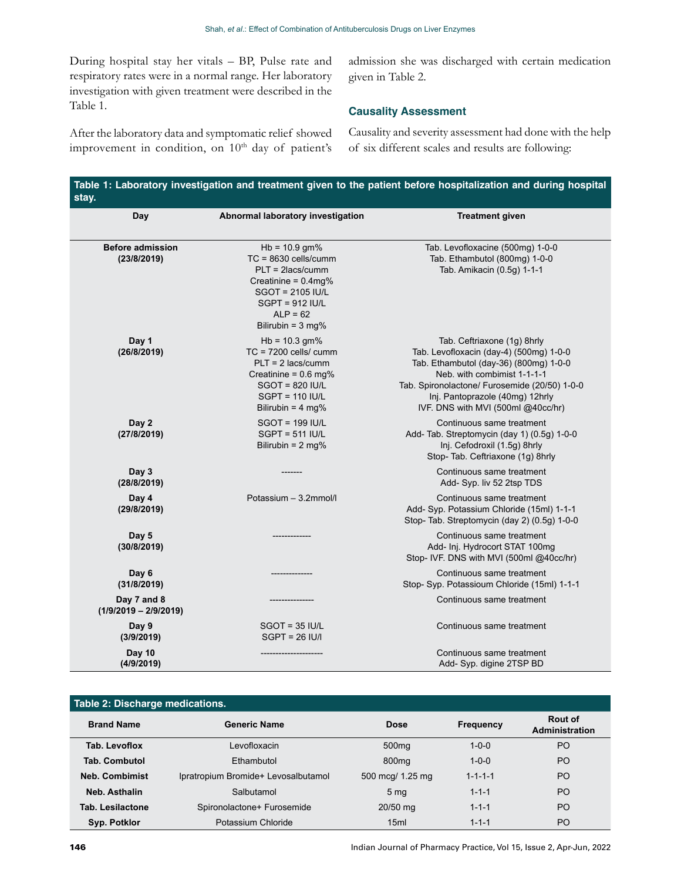During hospital stay her vitals – BP, Pulse rate and respiratory rates were in a normal range. Her laboratory investigation with given treatment were described in the Table 1.

After the laboratory data and symptomatic relief showed improvement in condition, on 10th day of patient's admission she was discharged with certain medication given in Table 2.

### Causality Assessment

Causality and severity assessment had done with the help of six different scales and results are following:

**Table 1: Laboratory investigation and treatment given to the patient before hospitalization and during hospital stay.**

| Day | Abnormal laboratory investigation | Treatment given |
|---|---|---|
| **Before admission (23/8/2019)** | Hb = 10.9 gm%<br>TC = 8630 cells/cumm<br>PLT = 2lacs/cumm<br>Creatinine = 0.4mg%<br>SGOT = 2105 IU/L<br>SGPT = 912 IU/L<br>ALP = 62<br>Bilirubin = 3 mg% | Tab. Levofloxacine (500mg) 1-0-0<br>Tab. Ethambutol (800mg) 1-0-0<br>Tab. Amikacin (0.5g) 1-1-1 |
| **Day 1 (26/8/2019)** | Hb = 10.3 gm%<br>TC = 7200 cells/ cumm<br>PLT = 2 lacs/cumm<br>Creatinine = 0.6 mg%<br>SGOT = 820 IU/L<br>SGPT = 110 IU/L<br>Bilirubin = 4 mg% | Tab. Ceftriaxone (1g) 8hrly<br>Tab. Levofloxacin (day-4) (500mg) 1-0-0<br>Tab. Ethambutol (day-36) (800mg) 1-0-0<br>Neb. with combimist 1-1-1-1<br>Tab. Spironolactone/ Furosemide (20/50) 1-0-0<br>Inj. Pantoprazole (40mg) 12hrly<br>IVF. DNS with MVI (500ml @40cc/hr) |
| **Day 2 (27/8/2019)** | SGOT = 199 IU/L<br>SGPT = 511 IU/L<br>Bilirubin = 2 mg% | Continuous same treatment<br>Add- Tab. Streptomycin (day 1) (0.5g) 1-0-0<br>Inj. Cefodroxil (1.5g) 8hrly<br>Stop- Tab. Ceftriaxone (1g) 8hrly |
| **Day 3 (28/8/2019)** | ------- | Continuous same treatment<br>Add- Syp. liv 52 2tsp TDS |
| **Day 4 (29/8/2019)** | Potassium – 3.2mmol/l | Continuous same treatment<br>Add- Syp. Potassium Chloride (15ml) 1-1-1<br>Stop- Tab. Streptomycin (day 2) (0.5g) 1-0-0 |
| **Day 5 (30/8/2019)** | ------------ | Continuous same treatment<br>Add- Inj. Hydrocort STAT 100mg<br>Stop- IVF. DNS with MVI (500ml @40cc/hr) |
| **Day 6 (31/8/2019)** | ------------- | Continuous same treatment<br>Stop- Syp. Potassioum Chloride (15ml) 1-1-1 |
| **Day 7 and 8 (1/9/2019 – 2/9/2019)** | -------------- | Continuous same treatment |
| **Day 9 (3/9/2019)** | SGOT = 35 IU/L<br>SGPT = 26 IU/l | Continuous same treatment |
| **Day 10 (4/9/2019)** | -------------------- | Continuous same treatment<br>Add- Syp. digine 2TSP BD |

**Table 2: Discharge medications.**

| Brand Name | Generic Name | Dose | Frequency | Rout of Administration |
|---|---|---|---|---|
| **Tab. Levoflox** | Levofloxacin | 500mg | 1-0-0 | PO |
| **Tab. Combutol** | Ethambutol | 800mg | 1-0-0 | PO |
| **Neb. Combimist** | Ipratropium Bromide+ Levosalbutamol | 500 mcg/ 1.25 mg | 1-1-1-1 | PO |
| **Neb. Asthalin** | Salbutamol | 5 mg | 1-1-1 | PO |
| **Tab. Lesilactone** | Spironolactone+ Furosemide | 20/50 mg | 1-1-1 | PO |
| **Syp. Potklor** | Potassium Chloride | 15ml | 1-1-1 | PO |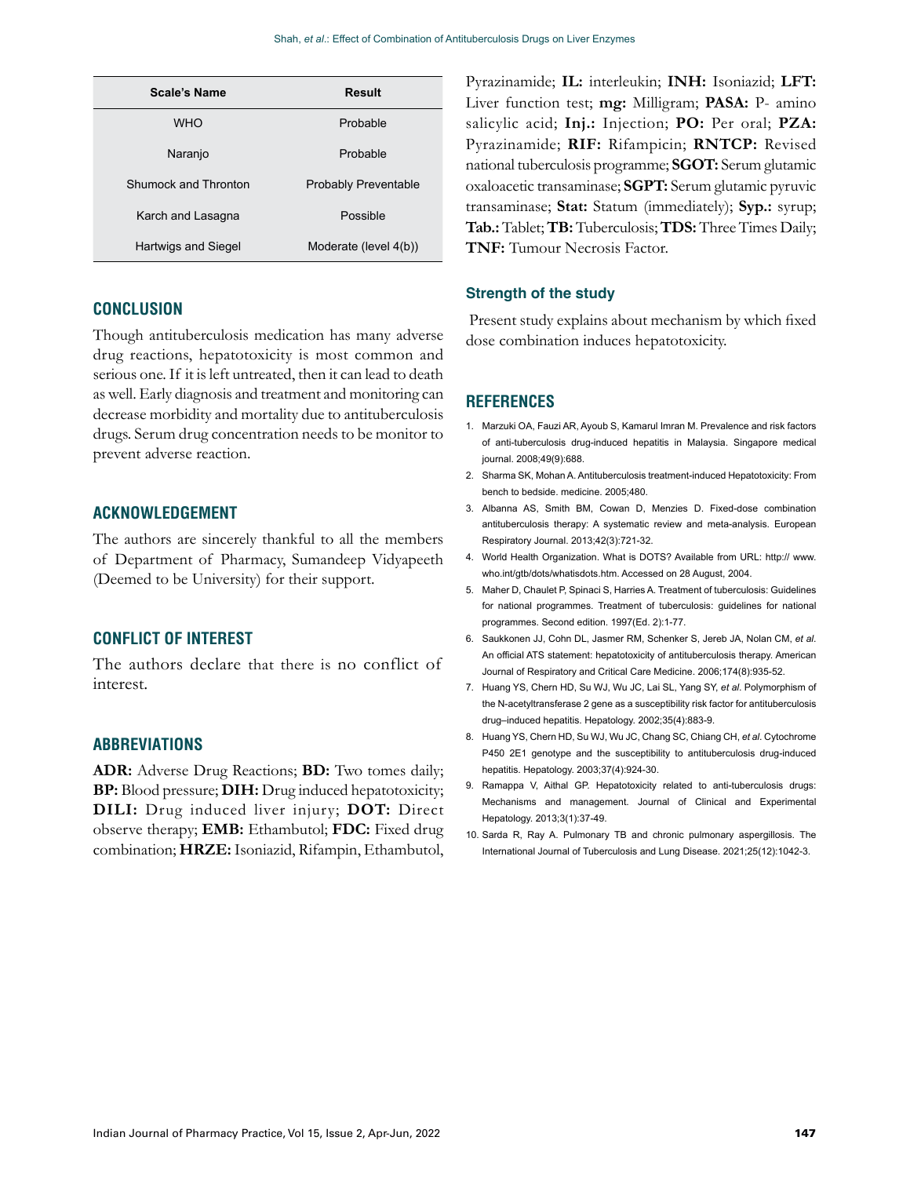| Scale's Name | Result |
|---|---|
| WHO | Probable |
| Naranjo | Probable |
| Shumock and Thronton | Probably Preventable |
| Karch and Lasagna | Possible |
| Hartwigs and Siegel | Moderate (level 4(b)) |

## CONCLUSION

Though antituberculosis medication has many adverse drug reactions, hepatotoxicity is most common and serious one. If it is left untreated, then it can lead to death as well. Early diagnosis and treatment and monitoring can decrease morbidity and mortality due to antituberculosis drugs. Serum drug concentration needs to be monitor to prevent adverse reaction.

## ACKNOWLEDGEMENT

The authors are sincerely thankful to all the members of Department of Pharmacy, Sumandeep Vidyapeeth (Deemed to be University) for their support.

## CONFLICT OF INTEREST

The authors declare that there is no conflict of interest.

## ABBREVIATIONS

**ADR:** Adverse Drug Reactions; **BD:** Two tomes daily; **BP:** Blood pressure; **DIH:** Drug induced hepatotoxicity; **DILI:** Drug induced liver injury; **DOT:** Direct observe therapy; **EMB:** Ethambutol; **FDC:** Fixed drug combination; **HRZE:** Isoniazid, Rifampin, Ethambutol, Pyrazinamide; **IL:** interleukin; **INH:** Isoniazid; **LFT:** Liver function test; **mg:** Milligram; **PASA:** P- amino salicylic acid; **Inj.:** Injection; **PO:** Per oral; **PZA:** Pyrazinamide; **RIF:** Rifampicin; **RNTCP:** Revised national tuberculosis programme; **SGOT:** Serum glutamic oxaloacetic transaminase; **SGPT:** Serum glutamic pyruvic transaminase; **Stat:** Statum (immediately); **Syp.:** syrup; **Tab.:** Tablet; **TB:** Tuberculosis; **TDS:** Three Times Daily; **TNF:** Tumour Necrosis Factor.

### Strength of the study

Present study explains about mechanism by which fixed dose combination induces hepatotoxicity.

## REFERENCES

1. Marzuki OA, Fauzi AR, Ayoub S, Kamarul Imran M. Prevalence and risk factors of anti-tuberculosis drug-induced hepatitis in Malaysia. Singapore medical journal. 2008;49(9):688.
2. Sharma SK, Mohan A. Antituberculosis treatment-induced Hepatotoxicity: From bench to bedside. medicine. 2005;480.
3. Albanna AS, Smith BM, Cowan D, Menzies D. Fixed-dose combination antituberculosis therapy: A systematic review and meta-analysis. European Respiratory Journal. 2013;42(3):721-32.
4. World Health Organization. What is DOTS? Available from URL: http:// www.who.int/gtb/dots/whatisdots.htm. Accessed on 28 August, 2004.
5. Maher D, Chaulet P, Spinaci S, Harries A. Treatment of tuberculosis: Guidelines for national programmes. Treatment of tuberculosis: guidelines for national programmes. Second edition. 1997(Ed. 2):1-77.
6. Saukkonen JJ, Cohn DL, Jasmer RM, Schenker S, Jereb JA, Nolan CM, *et al*. An official ATS statement: hepatotoxicity of antituberculosis therapy. American Journal of Respiratory and Critical Care Medicine. 2006;174(8):935-52.
7. Huang YS, Chern HD, Su WJ, Wu JC, Lai SL, Yang SY, *et al*. Polymorphism of the N-acetyltransferase 2 gene as a susceptibility risk factor for antituberculosis drug–induced hepatitis. Hepatology. 2002;35(4):883-9.
8. Huang YS, Chern HD, Su WJ, Wu JC, Chang SC, Chiang CH, *et al*. Cytochrome P450 2E1 genotype and the susceptibility to antituberculosis drug-induced hepatitis. Hepatology. 2003;37(4):924-30.
9. Ramappa V, Aithal GP. Hepatotoxicity related to anti-tuberculosis drugs: Mechanisms and management. Journal of Clinical and Experimental Hepatology. 2013;3(1):37-49.
10. Sarda R, Ray A. Pulmonary TB and chronic pulmonary aspergillosis. The International Journal of Tuberculosis and Lung Disease. 2021;25(12):1042-3.